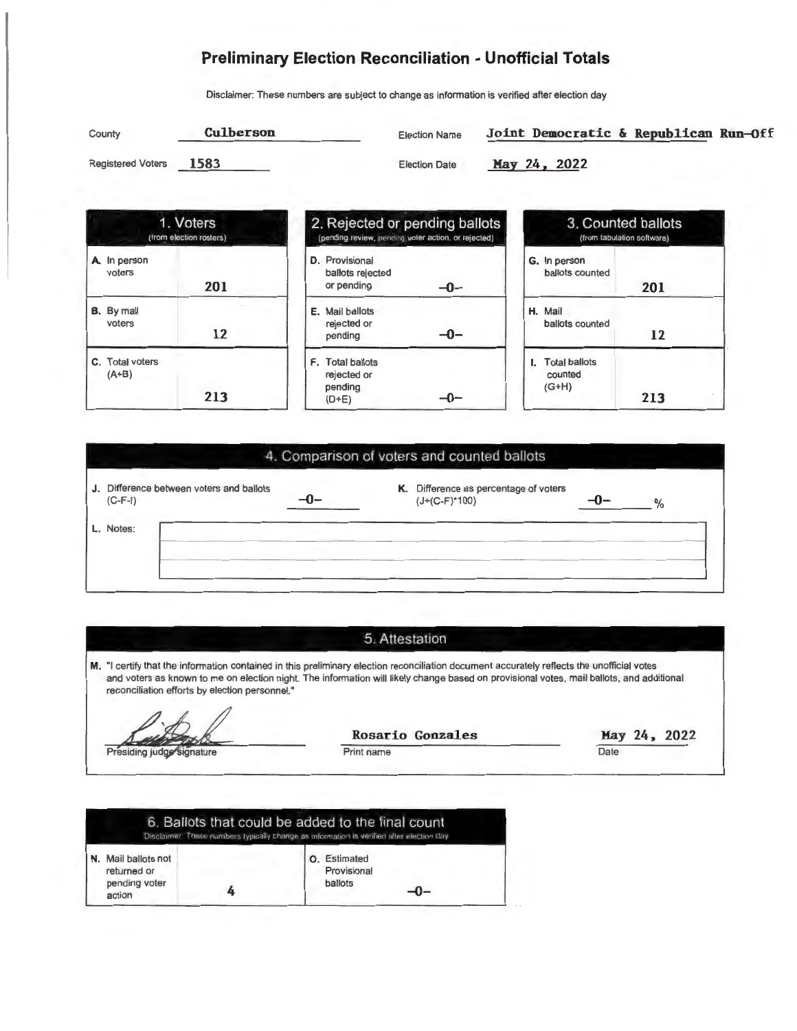# Preliminary Election Reconciliation - Unofficial Totals

Disclaimer: These numbers are subject to change as information is verified after election day

| | | | |
|---|---|---|---|
| County | Culberson | Election Name | Joint Democratic & Republican Run-Off |
| Registered Voters | 1583 | Election Date | May 24, 2022 |

## 1. Voters
(from election rosters)

| | |
|---|---|
| A. In person voters | 201 |
| B. By mail voters | 12 |
| C. Total voters (A+B) | 213 |

## 2. Rejected or pending ballots
(pending review, pending voter action, or rejected)

| | |
|---|---|
| D. Provisional ballots rejected or pending | -0- |
| E. Mail ballots rejected or pending | -0- |
| F. Total ballots rejected or pending (D+E) | -0- |

## 3. Counted ballots
(from tabulation software)

| | |
|---|---|
| G. In person ballots counted | 201 |
| H. Mail ballots counted | 12 |
| I. Total ballots counted (G+H) | 213 |

## 4. Comparison of voters and counted ballots

J. Difference between voters and ballots (C-F-I) -0-

K. Difference as percentage of voters (J÷(C-F)*100) -0- %

L. Notes:

## 5. Attestation

M. "I certify that the information contained in this preliminary election reconciliation document accurately reflects the unofficial votes and voters as known to me on election night. The information will likely change based on provisional votes, mail ballots, and additional reconciliation efforts by election personnel."

| Presiding judge signature | Print name | Date |
|---|---|---|
| [signature] | Rosario Gonzales | May 24, 2022 |

## 6. Ballots that could be added to the final count
Disclaimer: These numbers typically change as information is verified after election day

| | | | |
|---|---|---|---|
| N. Mail ballots not returned or pending voter action | 4 | O. Estimated Provisional ballots | -0- |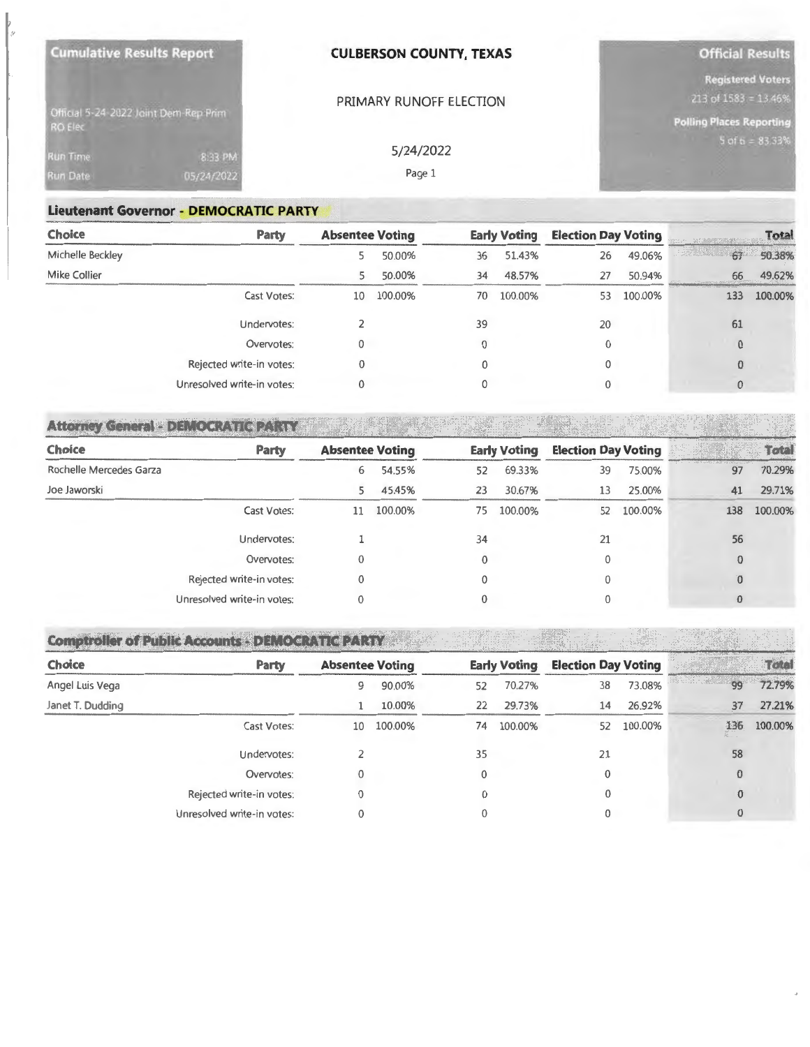**Cumulative Results Report**

Official 5-24-2022 Joint Dem-Rep Prim RO Elec

Run Time 8:33 PM

Run Date 05/24/2022

**CULBERSON COUNTY, TEXAS**

PRIMARY RUNOFF ELECTION

5/24/2022

**Official Results**

**Registered Voters**
213 of 1583 = 13.46%

**Polling Places Reporting**
5 of 6 = 83.33%

## Lieutenant Governor - DEMOCRATIC PARTY

| Choice | Party | Absentee Voting | | Early Voting | | Election Day Voting | | Total | |
|---|---|---|---|---|---|---|---|---|---|
| Michelle Beckley | | 5 | 50.00% | 36 | 51.43% | 26 | 49.06% | 67 | 50.38% |
| Mike Collier | | 5 | 50.00% | 34 | 48.57% | 27 | 50.94% | 66 | 49.62% |
| | Cast Votes: | 10 | 100.00% | 70 | 100.00% | 53 | 100.00% | 133 | 100.00% |
| | Undervotes: | 2 | | 39 | | 20 | | 61 | |
| | Overvotes: | 0 | | 0 | | 0 | | 0 | |
| | Rejected write-in votes: | 0 | | 0 | | 0 | | 0 | |
| | Unresolved write-in votes: | 0 | | 0 | | 0 | | 0 | |

## Attorney General - DEMOCRATIC PARTY

| Choice | Party | Absentee Voting | | Early Voting | | Election Day Voting | | Total | |
|---|---|---|---|---|---|---|---|---|---|
| Rochelle Mercedes Garza | | 6 | 54.55% | 52 | 69.33% | 39 | 75.00% | 97 | 70.29% |
| Joe Jaworski | | 5 | 45.45% | 23 | 30.67% | 13 | 25.00% | 41 | 29.71% |
| | Cast Votes: | 11 | 100.00% | 75 | 100.00% | 52 | 100.00% | 138 | 100.00% |
| | Undervotes: | 1 | | 34 | | 21 | | 56 | |
| | Overvotes: | 0 | | 0 | | 0 | | 0 | |
| | Rejected write-in votes: | 0 | | 0 | | 0 | | 0 | |
| | Unresolved write-in votes: | 0 | | 0 | | 0 | | 0 | |

## Comptroller of Public Accounts - DEMOCRATIC PARTY

| Choice | Party | Absentee Voting | | Early Voting | | Election Day Voting | | Total | |
|---|---|---|---|---|---|---|---|---|---|
| Angel Luis Vega | | 9 | 90.00% | 52 | 70.27% | 38 | 73.08% | 99 | 72.79% |
| Janet T. Dudding | | 1 | 10.00% | 22 | 29.73% | 14 | 26.92% | 37 | 27.21% |
| | Cast Votes: | 10 | 100.00% | 74 | 100.00% | 52 | 100.00% | 136 | 100.00% |
| | Undervotes: | 2 | | 35 | | 21 | | 58 | |
| | Overvotes: | 0 | | 0 | | 0 | | 0 | |
| | Rejected write-in votes: | 0 | | 0 | | 0 | | 0 | |
| | Unresolved write-in votes: | 0 | | 0 | | 0 | | 0 | |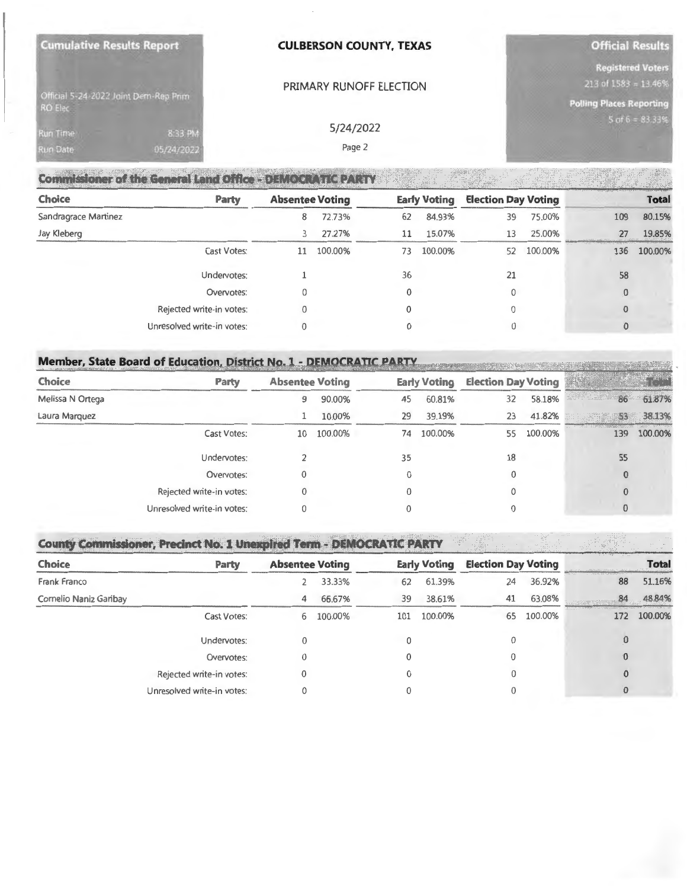Cumulative Results Report

Official 5-24-2022 Joint Dem-Rep Prim RO Elec

Run Time 8:33 PM
Run Date 05/24/2022

**CULBERSON COUNTY, TEXAS**

PRIMARY RUNOFF ELECTION

5/24/2022

**Official Results**

Registered Voters
213 of 1583 = 13.46%

Polling Places Reporting
5 of 6 = 83.33%

## Commissioner of the General Land Office - DEMOCRATIC PARTY

| Choice | Party | Absentee Voting | | Early Voting | | Election Day Voting | | Total | |
|---|---|---|---|---|---|---|---|---|---|
| Sandragrace Martinez | | 8 | 72.73% | 62 | 84.93% | 39 | 75.00% | 109 | 80.15% |
| Jay Kleberg | | 3 | 27.27% | 11 | 15.07% | 13 | 25.00% | 27 | 19.85% |
| | Cast Votes: | 11 | 100.00% | 73 | 100.00% | 52 | 100.00% | 136 | 100.00% |
| | Undervotes: | 1 | | 36 | | 21 | | 58 | |
| | Overvotes: | 0 | | 0 | | 0 | | 0 | |
| | Rejected write-in votes: | 0 | | 0 | | 0 | | 0 | |
| | Unresolved write-in votes: | 0 | | 0 | | 0 | | 0 | |

## Member, State Board of Education, District No. 1 - DEMOCRATIC PARTY

| Choice | Party | Absentee Voting | | Early Voting | | Election Day Voting | | Total | |
|---|---|---|---|---|---|---|---|---|---|
| Melissa N Ortega | | 9 | 90.00% | 45 | 60.81% | 32 | 58.18% | 86 | 61.87% |
| Laura Marquez | | 1 | 10.00% | 29 | 39.19% | 23 | 41.82% | 53 | 38.13% |
| | Cast Votes: | 10 | 100.00% | 74 | 100.00% | 55 | 100.00% | 139 | 100.00% |
| | Undervotes: | 2 | | 35 | | 18 | | 55 | |
| | Overvotes: | 0 | | 0 | | 0 | | 0 | |
| | Rejected write-in votes: | 0 | | 0 | | 0 | | 0 | |
| | Unresolved write-in votes: | 0 | | 0 | | 0 | | 0 | |

## County Commissioner, Precinct No. 1 Unexpired Term - DEMOCRATIC PARTY

| Choice | Party | Absentee Voting | | Early Voting | | Election Day Voting | | Total | |
|---|---|---|---|---|---|---|---|---|---|
| Frank Franco | | 2 | 33.33% | 62 | 61.39% | 24 | 36.92% | 88 | 51.16% |
| Cornelio Naniz Garibay | | 4 | 66.67% | 39 | 38.61% | 41 | 63.08% | 84 | 48.84% |
| | Cast Votes: | 6 | 100.00% | 101 | 100.00% | 65 | 100.00% | 172 | 100.00% |
| | Undervotes: | 0 | | 0 | | 0 | | 0 | |
| | Overvotes: | 0 | | 0 | | 0 | | 0 | |
| | Rejected write-in votes: | 0 | | 0 | | 0 | | 0 | |
| | Unresolved write-in votes: | 0 | | 0 | | 0 | | 0 | |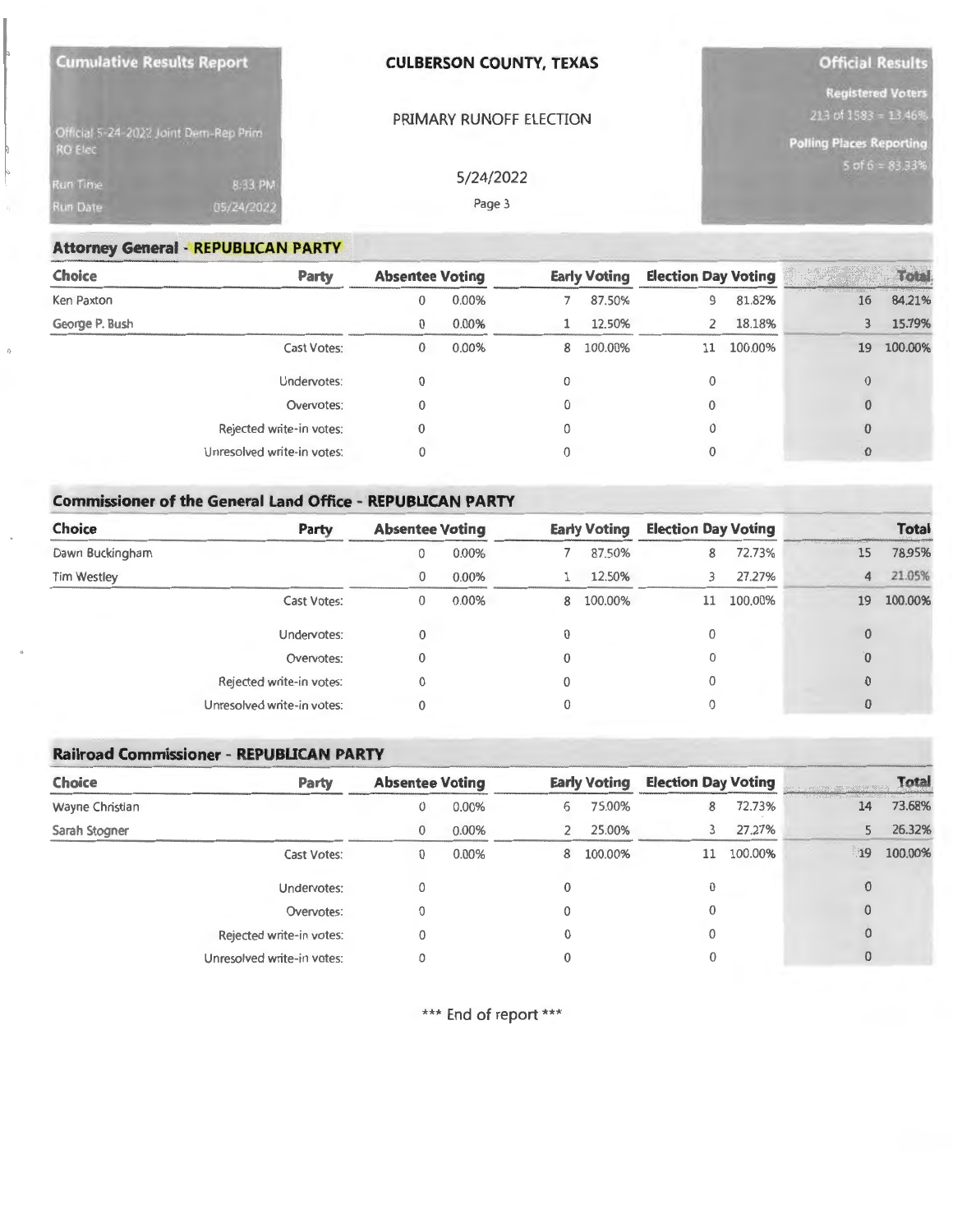**Cumulative Results Report**

Official 5-24-2022 Joint Dem-Rep Prim RO Elec

Run Time 8:33 PM

Run Date 05/24/2022

**CULBERSON COUNTY, TEXAS**

PRIMARY RUNOFF ELECTION

5/24/2022

**Official Results**

**Registered Voters**
213 of 1583 = 13.46%

**Polling Places Reporting**
5 of 6 = 83.33%

### Attorney General - REPUBLICAN PARTY

| Choice | Party | Absentee Voting | | Early Voting | | Election Day Voting | | Total | |
|---|---|---|---|---|---|---|---|---|---|
| Ken Paxton | | 0 | 0.00% | 7 | 87.50% | 9 | 81.82% | 16 | 84.21% |
| George P. Bush | | 0 | 0.00% | 1 | 12.50% | 2 | 18.18% | 3 | 15.79% |
| | Cast Votes: | 0 | 0.00% | 8 | 100.00% | 11 | 100.00% | 19 | 100.00% |
| | Undervotes: | 0 | | 0 | | 0 | | 0 | |
| | Overvotes: | 0 | | 0 | | 0 | | 0 | |
| | Rejected write-in votes: | 0 | | 0 | | 0 | | 0 | |
| | Unresolved write-in votes: | 0 | | 0 | | 0 | | 0 | |

### Commissioner of the General Land Office - REPUBLICAN PARTY

| Choice | Party | Absentee Voting | | Early Voting | | Election Day Voting | | Total | |
|---|---|---|---|---|---|---|---|---|---|
| Dawn Buckingham | | 0 | 0.00% | 7 | 87.50% | 8 | 72.73% | 15 | 78.95% |
| Tim Westley | | 0 | 0.00% | 1 | 12.50% | 3 | 27.27% | 4 | 21.05% |
| | Cast Votes: | 0 | 0.00% | 8 | 100.00% | 11 | 100.00% | 19 | 100.00% |
| | Undervotes: | 0 | | 0 | | 0 | | 0 | |
| | Overvotes: | 0 | | 0 | | 0 | | 0 | |
| | Rejected write-in votes: | 0 | | 0 | | 0 | | 0 | |
| | Unresolved write-in votes: | 0 | | 0 | | 0 | | 0 | |

### Railroad Commissioner - REPUBLICAN PARTY

| Choice | Party | Absentee Voting | | Early Voting | | Election Day Voting | | Total | |
|---|---|---|---|---|---|---|---|---|---|
| Wayne Christian | | 0 | 0.00% | 6 | 75.00% | 8 | 72.73% | 14 | 73.68% |
| Sarah Stogner | | 0 | 0.00% | 2 | 25.00% | 3 | 27.27% | 5 | 26.32% |
| | Cast Votes: | 0 | 0.00% | 8 | 100.00% | 11 | 100.00% | 19 | 100.00% |
| | Undervotes: | 0 | | 0 | | 0 | | 0 | |
| | Overvotes: | 0 | | 0 | | 0 | | 0 | |
| | Rejected write-in votes: | 0 | | 0 | | 0 | | 0 | |
| | Unresolved write-in votes: | 0 | | 0 | | 0 | | 0 | |

*** End of report ***